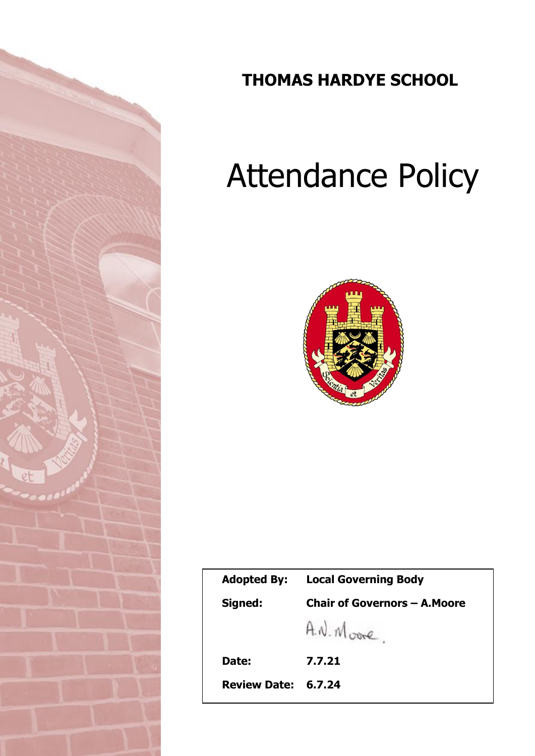# THOMAS HARDYE SCHOOL

# Attendance Policy

| | |
|---|---|
| **Adopted By:** | **Local Governing Body** |
| **Signed:** | **Chair of Governors – A.Moore** |
| | A.N. Moore. |
| **Date:** | **7.7.21** |
| **Review Date:** | **6.7.24** |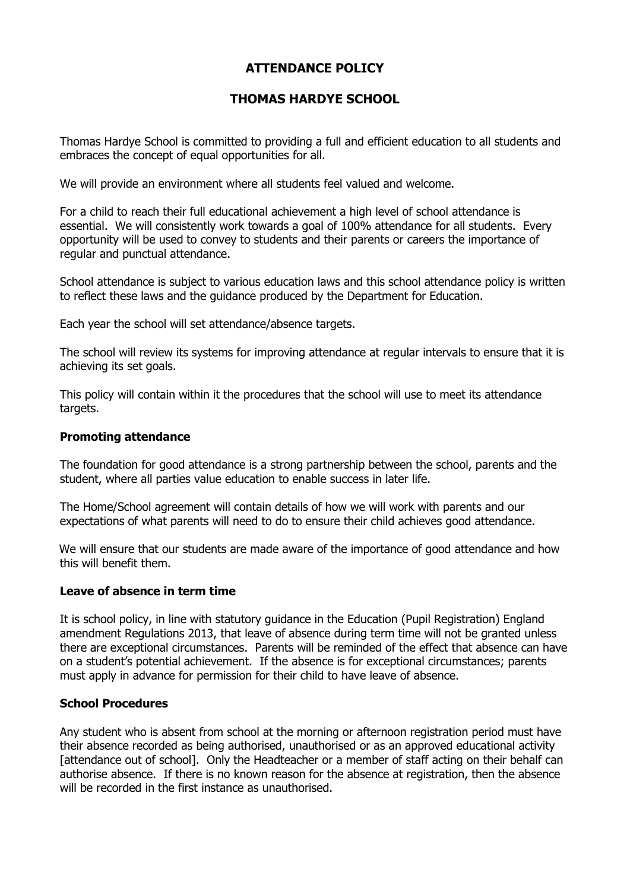# ATTENDANCE POLICY

# THOMAS HARDYE SCHOOL

Thomas Hardye School is committed to providing a full and efficient education to all students and embraces the concept of equal opportunities for all.

We will provide an environment where all students feel valued and welcome.

For a child to reach their full educational achievement a high level of school attendance is essential. We will consistently work towards a goal of 100% attendance for all students. Every opportunity will be used to convey to students and their parents or careers the importance of regular and punctual attendance.

School attendance is subject to various education laws and this school attendance policy is written to reflect these laws and the guidance produced by the Department for Education.

Each year the school will set attendance/absence targets.

The school will review its systems for improving attendance at regular intervals to ensure that it is achieving its set goals.

This policy will contain within it the procedures that the school will use to meet its attendance targets.

### Promoting attendance

The foundation for good attendance is a strong partnership between the school, parents and the student, where all parties value education to enable success in later life.

The Home/School agreement will contain details of how we will work with parents and our expectations of what parents will need to do to ensure their child achieves good attendance.

We will ensure that our students are made aware of the importance of good attendance and how this will benefit them.

### Leave of absence in term time

It is school policy, in line with statutory guidance in the Education (Pupil Registration) England amendment Regulations 2013, that leave of absence during term time will not be granted unless there are exceptional circumstances. Parents will be reminded of the effect that absence can have on a student's potential achievement. If the absence is for exceptional circumstances; parents must apply in advance for permission for their child to have leave of absence.

### School Procedures

Any student who is absent from school at the morning or afternoon registration period must have their absence recorded as being authorised, unauthorised or as an approved educational activity [attendance out of school]. Only the Headteacher or a member of staff acting on their behalf can authorise absence. If there is no known reason for the absence at registration, then the absence will be recorded in the first instance as unauthorised.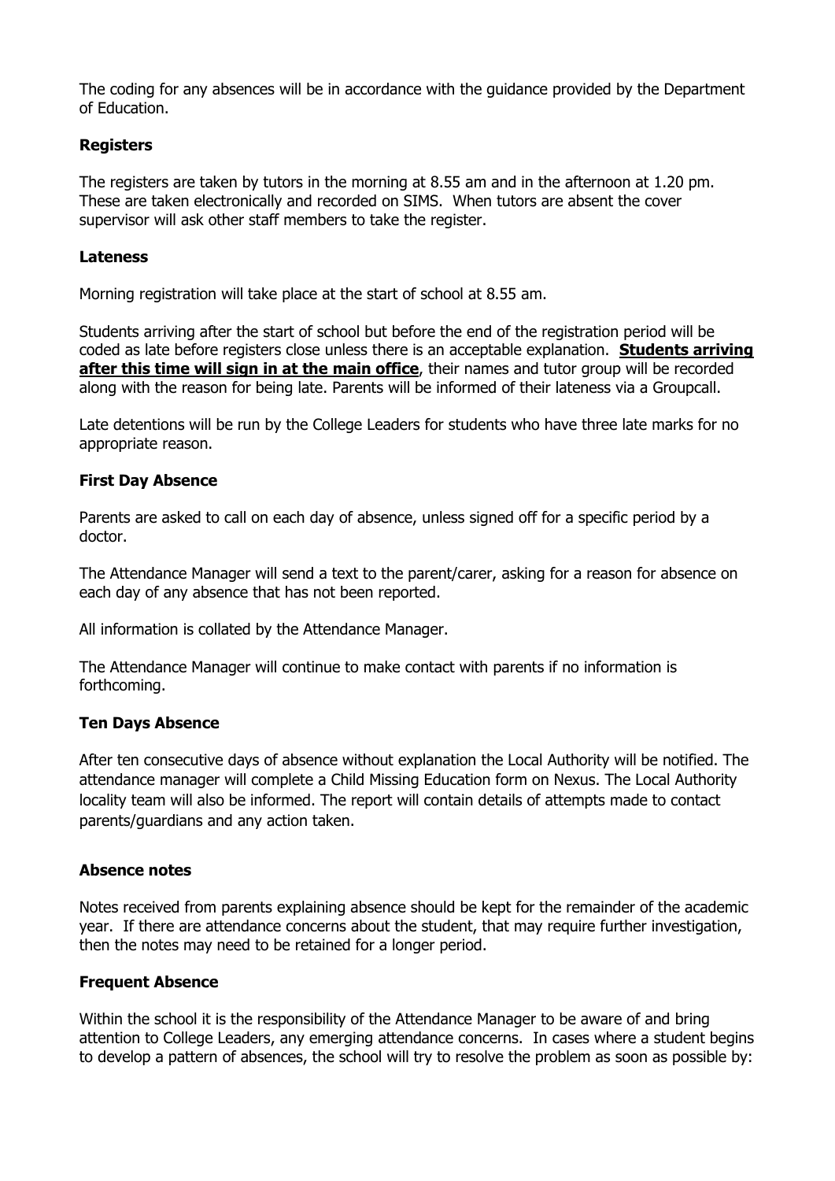The coding for any absences will be in accordance with the guidance provided by the Department of Education.

**Registers**

The registers are taken by tutors in the morning at 8.55 am and in the afternoon at 1.20 pm. These are taken electronically and recorded on SIMS. When tutors are absent the cover supervisor will ask other staff members to take the register.

**Lateness**

Morning registration will take place at the start of school at 8.55 am.

Students arriving after the start of school but before the end of the registration period will be coded as late before registers close unless there is an acceptable explanation. **<u>Students arriving after this time will sign in at the main office</u>**, their names and tutor group will be recorded along with the reason for being late. Parents will be informed of their lateness via a Groupcall.

Late detentions will be run by the College Leaders for students who have three late marks for no appropriate reason.

**First Day Absence**

Parents are asked to call on each day of absence, unless signed off for a specific period by a doctor.

The Attendance Manager will send a text to the parent/carer, asking for a reason for absence on each day of any absence that has not been reported.

All information is collated by the Attendance Manager.

The Attendance Manager will continue to make contact with parents if no information is forthcoming.

**Ten Days Absence**

After ten consecutive days of absence without explanation the Local Authority will be notified. The attendance manager will complete a Child Missing Education form on Nexus. The Local Authority locality team will also be informed. The report will contain details of attempts made to contact parents/guardians and any action taken.

**Absence notes**

Notes received from parents explaining absence should be kept for the remainder of the academic year. If there are attendance concerns about the student, that may require further investigation, then the notes may need to be retained for a longer period.

**Frequent Absence**

Within the school it is the responsibility of the Attendance Manager to be aware of and bring attention to College Leaders, any emerging attendance concerns. In cases where a student begins to develop a pattern of absences, the school will try to resolve the problem as soon as possible by: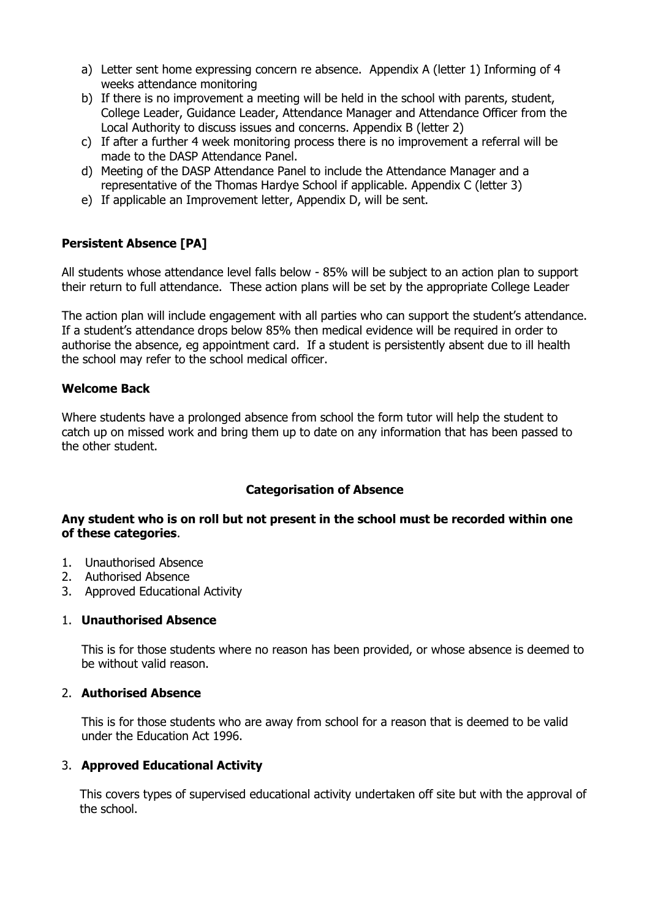a) Letter sent home expressing concern re absence. Appendix A (letter 1) Informing of 4 weeks attendance monitoring
b) If there is no improvement a meeting will be held in the school with parents, student, College Leader, Guidance Leader, Attendance Manager and Attendance Officer from the Local Authority to discuss issues and concerns. Appendix B (letter 2)
c) If after a further 4 week monitoring process there is no improvement a referral will be made to the DASP Attendance Panel.
d) Meeting of the DASP Attendance Panel to include the Attendance Manager and a representative of the Thomas Hardye School if applicable. Appendix C (letter 3)
e) If applicable an Improvement letter, Appendix D, will be sent.

**Persistent Absence [PA]**

All students whose attendance level falls below - 85% will be subject to an action plan to support their return to full attendance. These action plans will be set by the appropriate College Leader

The action plan will include engagement with all parties who can support the student's attendance. If a student's attendance drops below 85% then medical evidence will be required in order to authorise the absence, eg appointment card. If a student is persistently absent due to ill health the school may refer to the school medical officer.

**Welcome Back**

Where students have a prolonged absence from school the form tutor will help the student to catch up on missed work and bring them up to date on any information that has been passed to the other student.

**Categorisation of Absence**

**Any student who is on roll but not present in the school must be recorded within one of these categories**.

1. Unauthorised Absence
2. Authorised Absence
3. Approved Educational Activity

1. **Unauthorised Absence**

   This is for those students where no reason has been provided, or whose absence is deemed to be without valid reason.

2. **Authorised Absence**

   This is for those students who are away from school for a reason that is deemed to be valid under the Education Act 1996.

3. **Approved Educational Activity**

   This covers types of supervised educational activity undertaken off site but with the approval of the school.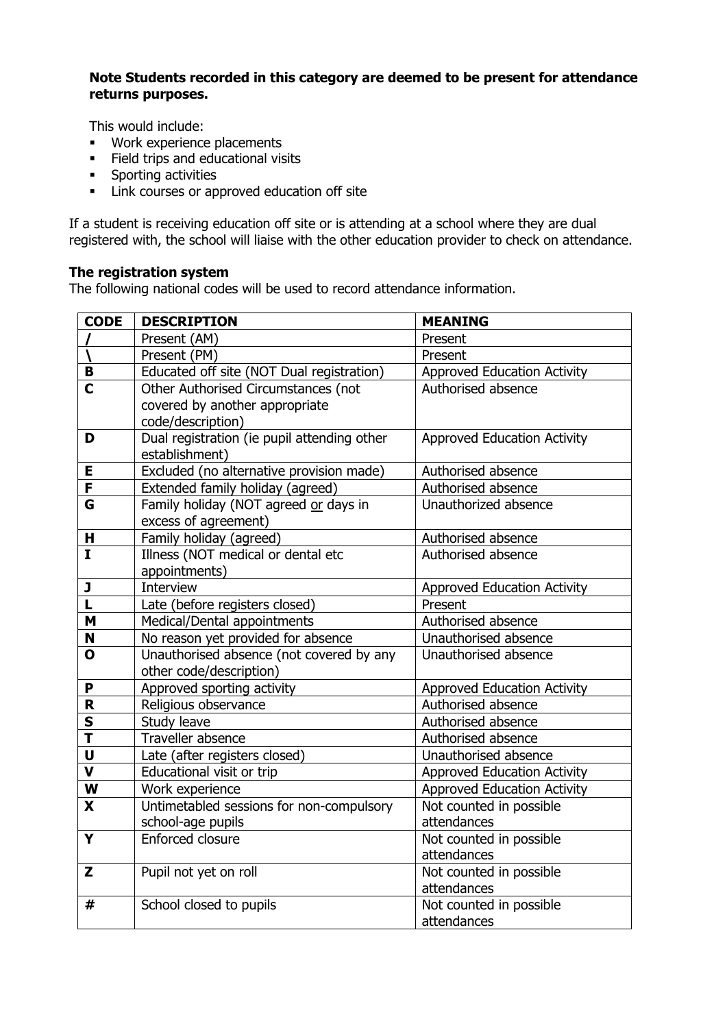**Note Students recorded in this category are deemed to be present for attendance returns purposes.**

This would include:

- Work experience placements
- Field trips and educational visits
- Sporting activities
- Link courses or approved education off site

If a student is receiving education off site or is attending at a school where they are dual registered with, the school will liaise with the other education provider to check on attendance.

**The registration system**

The following national codes will be used to record attendance information.

| CODE | DESCRIPTION | MEANING |
|---|---|---|
| **/** | Present (AM) | Present |
| **\** | Present (PM) | Present |
| **B** | Educated off site (NOT Dual registration) | Approved Education Activity |
| **C** | Other Authorised Circumstances (not covered by another appropriate code/description) | Authorised absence |
| **D** | Dual registration (ie pupil attending other establishment) | Approved Education Activity |
| **E** | Excluded (no alternative provision made) | Authorised absence |
| **F** | Extended family holiday (agreed) | Authorised absence |
| **G** | Family holiday (NOT agreed or days in excess of agreement) | Unauthorized absence |
| **H** | Family holiday (agreed) | Authorised absence |
| **I** | Illness (NOT medical or dental etc appointments) | Authorised absence |
| **J** | Interview | Approved Education Activity |
| **L** | Late (before registers closed) | Present |
| **M** | Medical/Dental appointments | Authorised absence |
| **N** | No reason yet provided for absence | Unauthorised absence |
| **O** | Unauthorised absence (not covered by any other code/description) | Unauthorised absence |
| **P** | Approved sporting activity | Approved Education Activity |
| **R** | Religious observance | Authorised absence |
| **S** | Study leave | Authorised absence |
| **T** | Traveller absence | Authorised absence |
| **U** | Late (after registers closed) | Unauthorised absence |
| **V** | Educational visit or trip | Approved Education Activity |
| **W** | Work experience | Approved Education Activity |
| **X** | Untimetabled sessions for non-compulsory school-age pupils | Not counted in possible attendances |
| **Y** | Enforced closure | Not counted in possible attendances |
| **Z** | Pupil not yet on roll | Not counted in possible attendances |
| **#** | School closed to pupils | Not counted in possible attendances |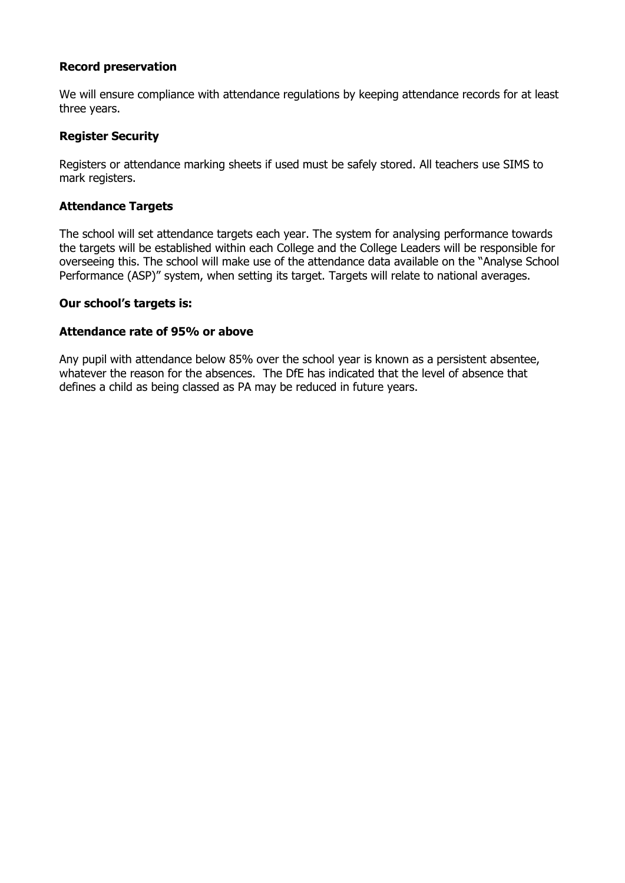**Record preservation**

We will ensure compliance with attendance regulations by keeping attendance records for at least three years.

**Register Security**

Registers or attendance marking sheets if used must be safely stored. All teachers use SIMS to mark registers.

**Attendance Targets**

The school will set attendance targets each year. The system for analysing performance towards the targets will be established within each College and the College Leaders will be responsible for overseeing this. The school will make use of the attendance data available on the "Analyse School Performance (ASP)" system, when setting its target. Targets will relate to national averages.

**Our school's targets is:**

**Attendance rate of 95% or above**

Any pupil with attendance below 85% over the school year is known as a persistent absentee, whatever the reason for the absences. The DfE has indicated that the level of absence that defines a child as being classed as PA may be reduced in future years.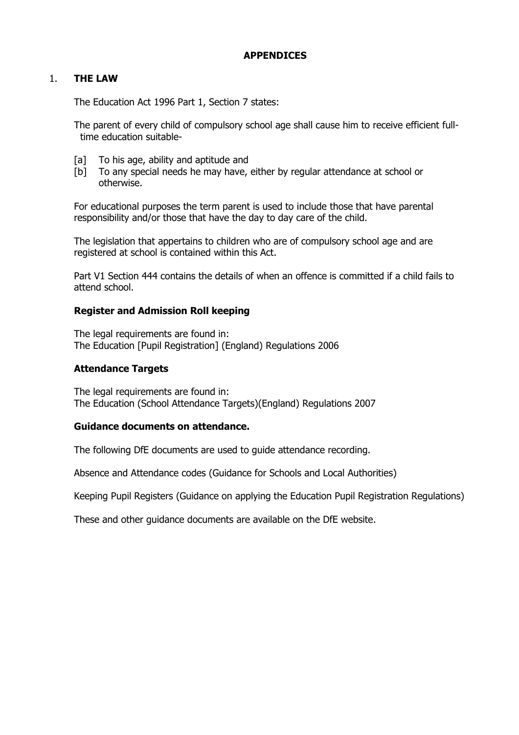# APPENDICES

## 1. THE LAW

The Education Act 1996 Part 1, Section 7 states:

The parent of every child of compulsory school age shall cause him to receive efficient full-time education suitable-

- [a] To his age, ability and aptitude and
- [b] To any special needs he may have, either by regular attendance at school or otherwise.

For educational purposes the term parent is used to include those that have parental responsibility and/or those that have the day to day care of the child.

The legislation that appertains to children who are of compulsory school age and are registered at school is contained within this Act.

Part V1 Section 444 contains the details of when an offence is committed if a child fails to attend school.

### Register and Admission Roll keeping

The legal requirements are found in:
The Education [Pupil Registration] (England) Regulations 2006

### Attendance Targets

The legal requirements are found in:
The Education (School Attendance Targets)(England) Regulations 2007

### Guidance documents on attendance.

The following DfE documents are used to guide attendance recording.

Absence and Attendance codes (Guidance for Schools and Local Authorities)

Keeping Pupil Registers (Guidance on applying the Education Pupil Registration Regulations)

These and other guidance documents are available on the DfE website.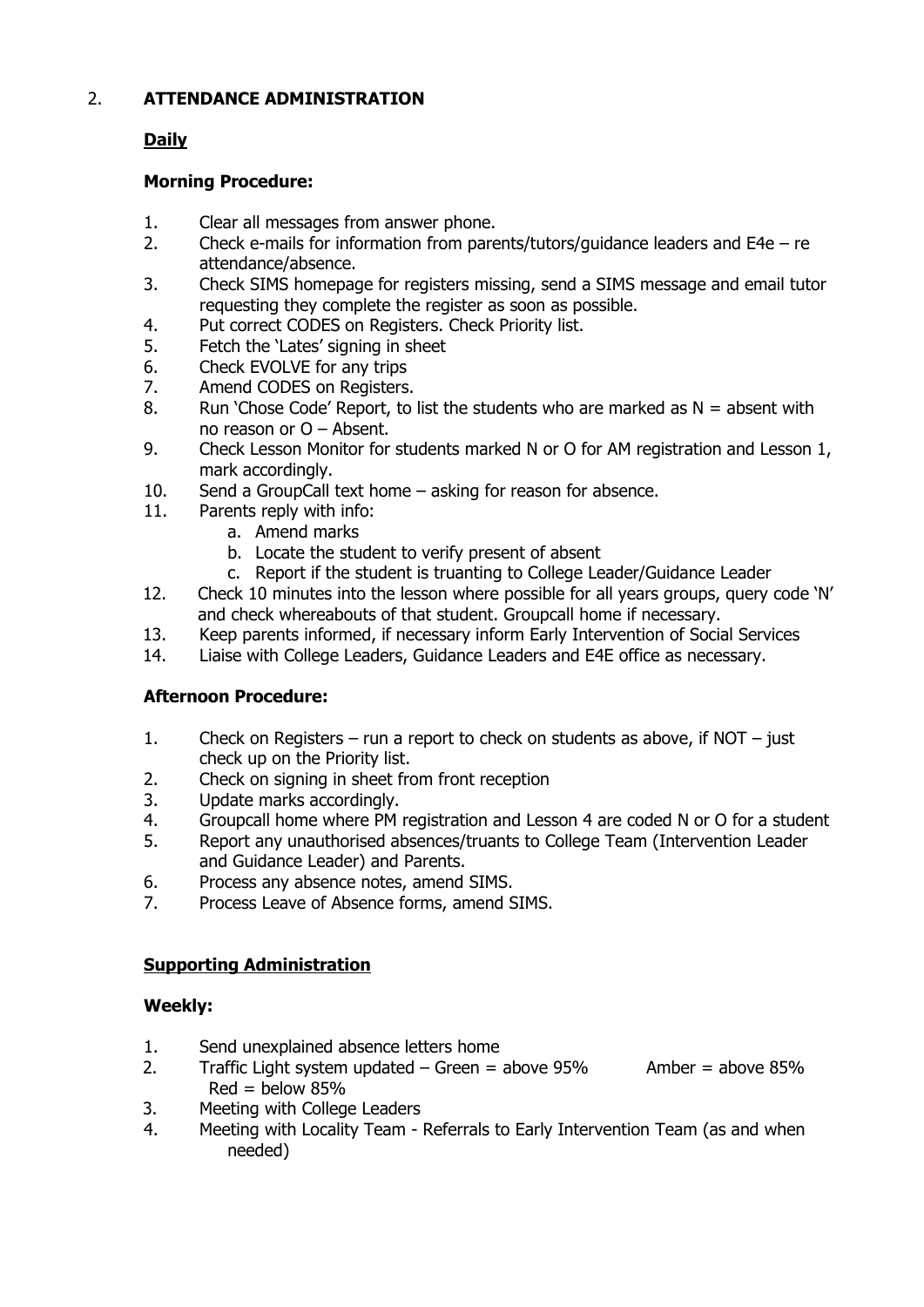## 2. **ATTENDANCE ADMINISTRATION**

### <u>Daily</u>

**Morning Procedure:**

1. Clear all messages from answer phone.
2. Check e-mails for information from parents/tutors/guidance leaders and E4e – re attendance/absence.
3. Check SIMS homepage for registers missing, send a SIMS message and email tutor requesting they complete the register as soon as possible.
4. Put correct CODES on Registers. Check Priority list.
5. Fetch the 'Lates' signing in sheet
6. Check EVOLVE for any trips
7. Amend CODES on Registers.
8. Run 'Chose Code' Report, to list the students who are marked as N = absent with no reason or O – Absent.
9. Check Lesson Monitor for students marked N or O for AM registration and Lesson 1, mark accordingly.
10. Send a GroupCall text home – asking for reason for absence.
11. Parents reply with info:
    a. Amend marks
    b. Locate the student to verify present of absent
    c. Report if the student is truanting to College Leader/Guidance Leader
12. Check 10 minutes into the lesson where possible for all years groups, query code 'N' and check whereabouts of that student. Groupcall home if necessary.
13. Keep parents informed, if necessary inform Early Intervention of Social Services
14. Liaise with College Leaders, Guidance Leaders and E4E office as necessary.

**Afternoon Procedure:**

1. Check on Registers – run a report to check on students as above, if NOT – just check up on the Priority list.
2. Check on signing in sheet from front reception
3. Update marks accordingly.
4. Groupcall home where PM registration and Lesson 4 are coded N or O for a student
5. Report any unauthorised absences/truants to College Team (Intervention Leader and Guidance Leader) and Parents.
6. Process any absence notes, amend SIMS.
7. Process Leave of Absence forms, amend SIMS.

### <u>Supporting Administration</u>

**Weekly:**

1. Send unexplained absence letters home
2. Traffic Light system updated – Green = above 95% Amber = above 85% Red = below 85%
3. Meeting with College Leaders
4. Meeting with Locality Team - Referrals to Early Intervention Team (as and when needed)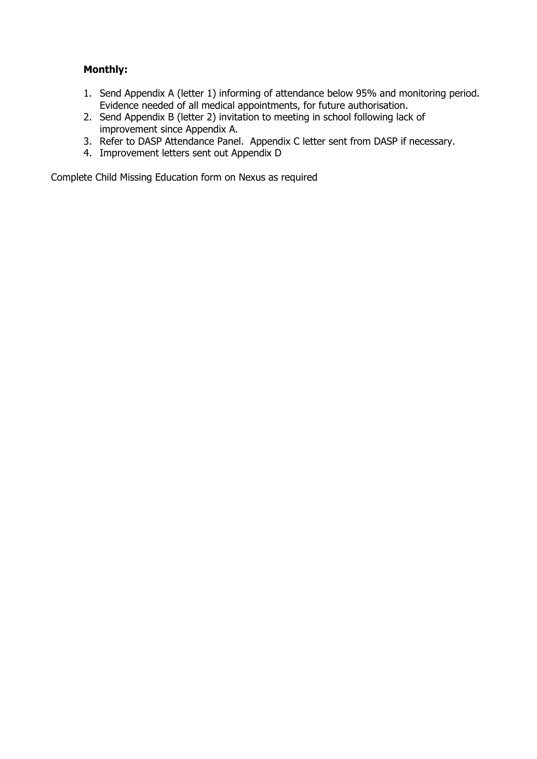**Monthly:**

1. Send Appendix A (letter 1) informing of attendance below 95% and monitoring period. Evidence needed of all medical appointments, for future authorisation.
2. Send Appendix B (letter 2) invitation to meeting in school following lack of improvement since Appendix A.
3. Refer to DASP Attendance Panel. Appendix C letter sent from DASP if necessary.
4. Improvement letters sent out Appendix D

Complete Child Missing Education form on Nexus as required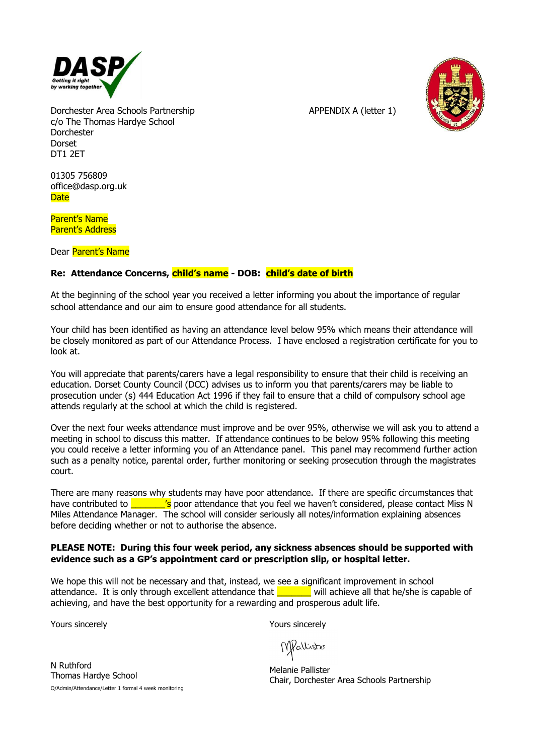DASP
Getting it right by working together

Dorchester Area Schools Partnership
c/o The Thomas Hardye School
Dorchester
Dorset
DT1 2ET

APPENDIX A (letter 1)

01305 756809
office@dasp.org.uk
Date

Parent's Name
Parent's Address

Dear Parent's Name

**Re: Attendance Concerns, child's name - DOB: child's date of birth**

At the beginning of the school year you received a letter informing you about the importance of regular school attendance and our aim to ensure good attendance for all students.

Your child has been identified as having an attendance level below 95% which means their attendance will be closely monitored as part of our Attendance Process. I have enclosed a registration certificate for you to look at.

You will appreciate that parents/carers have a legal responsibility to ensure that their child is receiving an education. Dorset County Council (DCC) advises us to inform you that parents/carers may be liable to prosecution under (s) 444 Education Act 1996 if they fail to ensure that a child of compulsory school age attends regularly at the school at which the child is registered.

Over the next four weeks attendance must improve and be over 95%, otherwise we will ask you to attend a meeting in school to discuss this matter. If attendance continues to be below 95% following this meeting you could receive a letter informing you of an Attendance panel. This panel may recommend further action such as a penalty notice, parental order, further monitoring or seeking prosecution through the magistrates court.

There are many reasons why students may have poor attendance. If there are specific circumstances that have contributed to _______'s poor attendance that you feel we haven't considered, please contact Miss N Miles Attendance Manager. The school will consider seriously all notes/information explaining absences before deciding whether or not to authorise the absence.

**PLEASE NOTE: During this four week period, any sickness absences should be supported with evidence such as a GP's appointment card or prescription slip, or hospital letter.**

We hope this will not be necessary and that, instead, we see a significant improvement in school attendance. It is only through excellent attendance that _______ will achieve all that he/she is capable of achieving, and have the best opportunity for a rewarding and prosperous adult life.

Yours sincerely

N Ruthford
Thomas Hardye School

Yours sincerely

Melanie Pallister
Chair, Dorchester Area Schools Partnership

O/Admin/Attendance/Letter 1 formal 4 week monitoring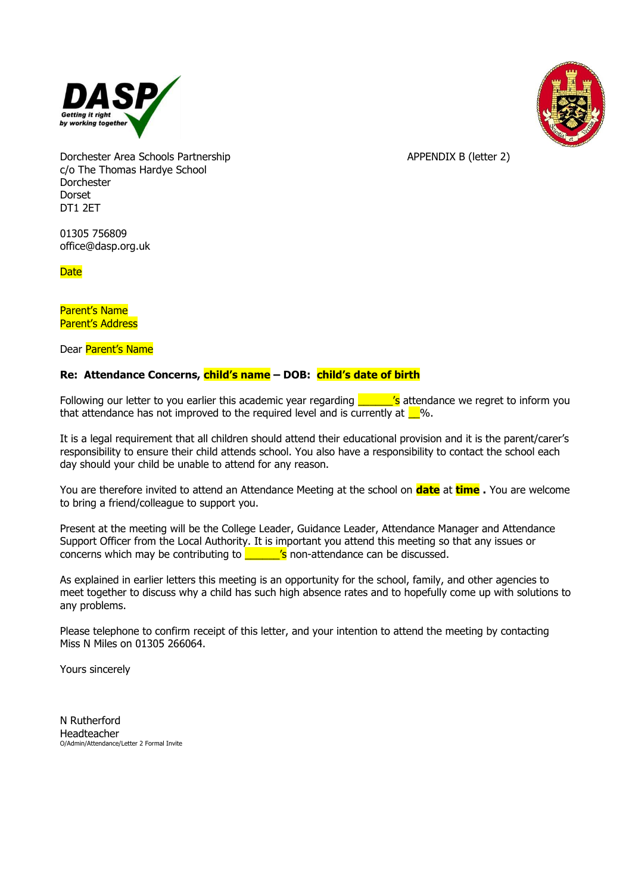Dorchester Area Schools Partnership
c/o The Thomas Hardye School
Dorchester
Dorset
DT1 2ET

APPENDIX B (letter 2)

01305 756809
office@dasp.org.uk

Date

Parent's Name
Parent's Address

Dear Parent's Name

**Re: Attendance Concerns, child's name – DOB: child's date of birth**

Following our letter to you earlier this academic year regarding ______'s attendance we regret to inform you that attendance has not improved to the required level and is currently at __%.

It is a legal requirement that all children should attend their educational provision and it is the parent/carer's responsibility to ensure their child attends school. You also have a responsibility to contact the school each day should your child be unable to attend for any reason.

You are therefore invited to attend an Attendance Meeting at the school on **date** at **time** **.** You are welcome to bring a friend/colleague to support you.

Present at the meeting will be the College Leader, Guidance Leader, Attendance Manager and Attendance Support Officer from the Local Authority. It is important you attend this meeting so that any issues or concerns which may be contributing to ______'s non-attendance can be discussed.

As explained in earlier letters this meeting is an opportunity for the school, family, and other agencies to meet together to discuss why a child has such high absence rates and to hopefully come up with solutions to any problems.

Please telephone to confirm receipt of this letter, and your intention to attend the meeting by contacting Miss N Miles on 01305 266064.

Yours sincerely

N Rutherford
Headteacher

O/Admin/Attendance/Letter 2 Formal Invite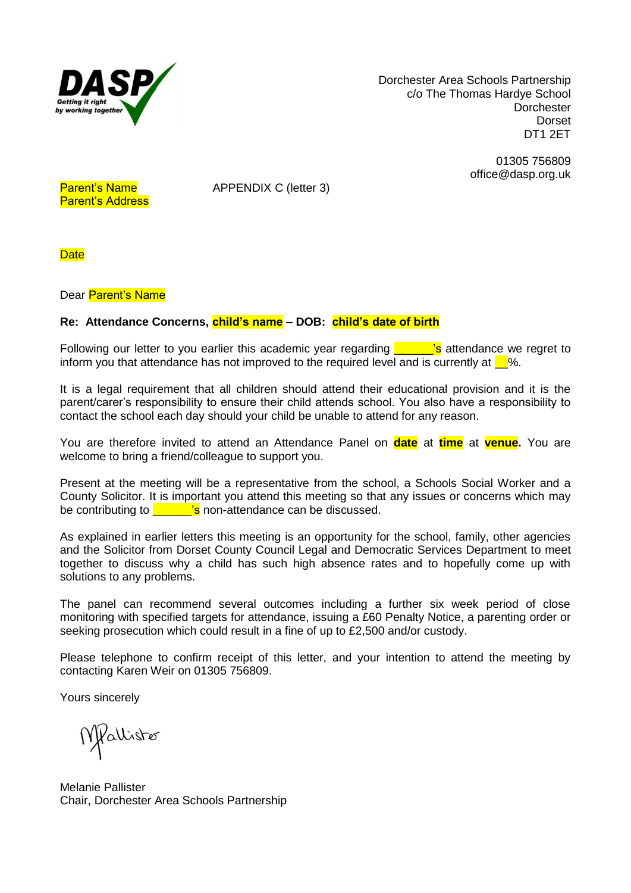Dorchester Area Schools Partnership
c/o The Thomas Hardye School
Dorchester
Dorset
DT1 2ET

01305 756809
office@dasp.org.uk

Parent's Name
Parent's Address

APPENDIX C (letter 3)

Date

Dear Parent's Name

**Re: Attendance Concerns, child's name – DOB: child's date of birth**

Following our letter to you earlier this academic year regarding ______'s attendance we regret to inform you that attendance has not improved to the required level and is currently at __%.

It is a legal requirement that all children should attend their educational provision and it is the parent/carer's responsibility to ensure their child attends school. You also have a responsibility to contact the school each day should your child be unable to attend for any reason.

You are therefore invited to attend an Attendance Panel on **date** at **time** at **venue.** You are welcome to bring a friend/colleague to support you.

Present at the meeting will be a representative from the school, a Schools Social Worker and a County Solicitor. It is important you attend this meeting so that any issues or concerns which may be contributing to ______'s non-attendance can be discussed.

As explained in earlier letters this meeting is an opportunity for the school, family, other agencies and the Solicitor from Dorset County Council Legal and Democratic Services Department to meet together to discuss why a child has such high absence rates and to hopefully come up with solutions to any problems.

The panel can recommend several outcomes including a further six week period of close monitoring with specified targets for attendance, issuing a £60 Penalty Notice, a parenting order or seeking prosecution which could result in a fine of up to £2,500 and/or custody.

Please telephone to confirm receipt of this letter, and your intention to attend the meeting by contacting Karen Weir on 01305 756809.

Yours sincerely

Melanie Pallister
Chair, Dorchester Area Schools Partnership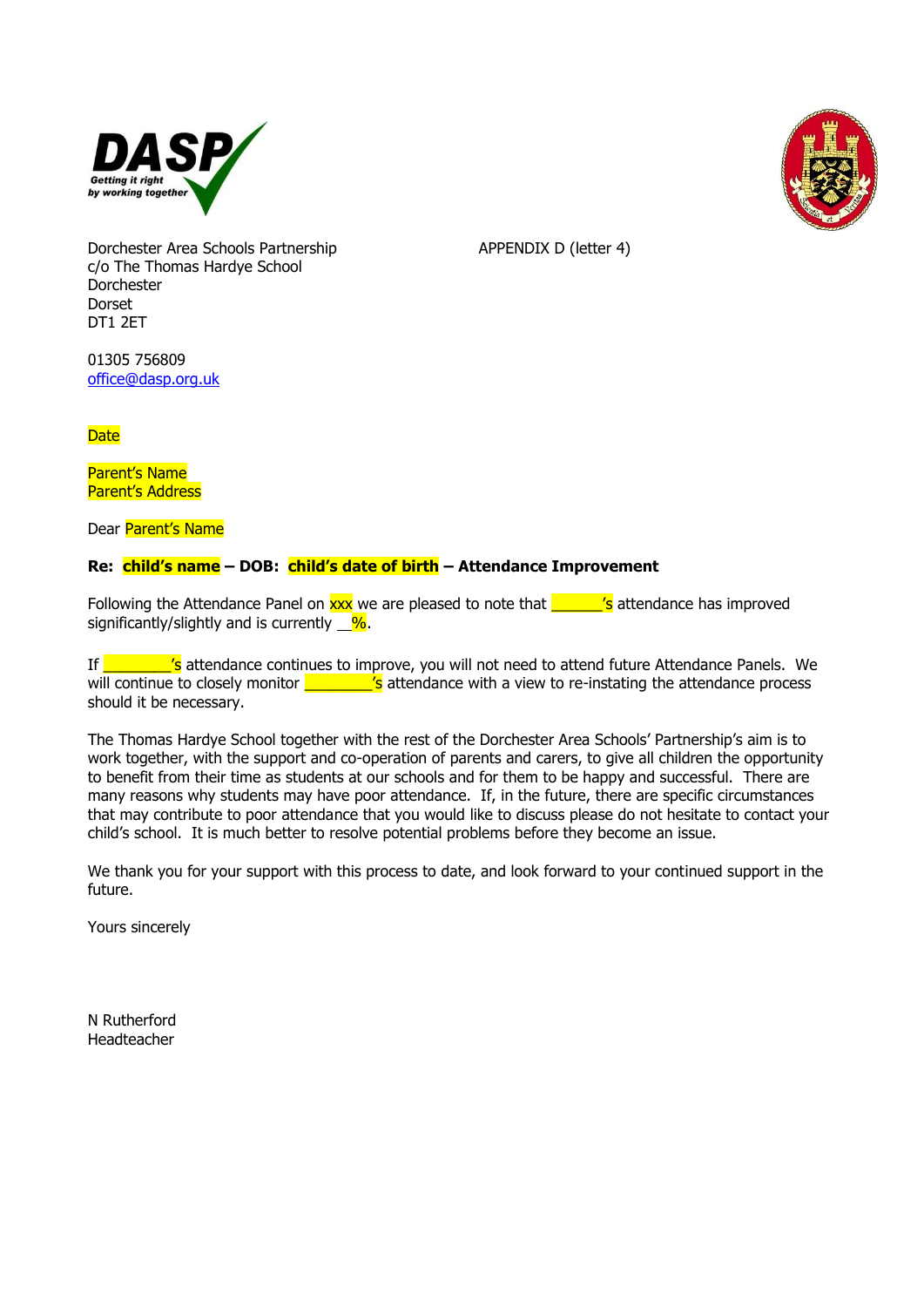DASP Getting it right by working together

Dorchester Area Schools Partnership
c/o The Thomas Hardye School
Dorchester
Dorset
DT1 2ET

APPENDIX D (letter 4)

01305 756809
office@dasp.org.uk

Date

Parent's Name
Parent's Address

Dear Parent's Name

**Re: child's name – DOB: child's date of birth – Attendance Improvement**

Following the Attendance Panel on xxx we are pleased to note that ______'s attendance has improved significantly/slightly and is currently __%.

If ________'s attendance continues to improve, you will not need to attend future Attendance Panels. We will continue to closely monitor ________'s attendance with a view to re-instating the attendance process should it be necessary.

The Thomas Hardye School together with the rest of the Dorchester Area Schools' Partnership's aim is to work together, with the support and co-operation of parents and carers, to give all children the opportunity to benefit from their time as students at our schools and for them to be happy and successful. There are many reasons why students may have poor attendance. If, in the future, there are specific circumstances that may contribute to poor attendance that you would like to discuss please do not hesitate to contact your child's school. It is much better to resolve potential problems before they become an issue.

We thank you for your support with this process to date, and look forward to your continued support in the future.

Yours sincerely

N Rutherford
Headteacher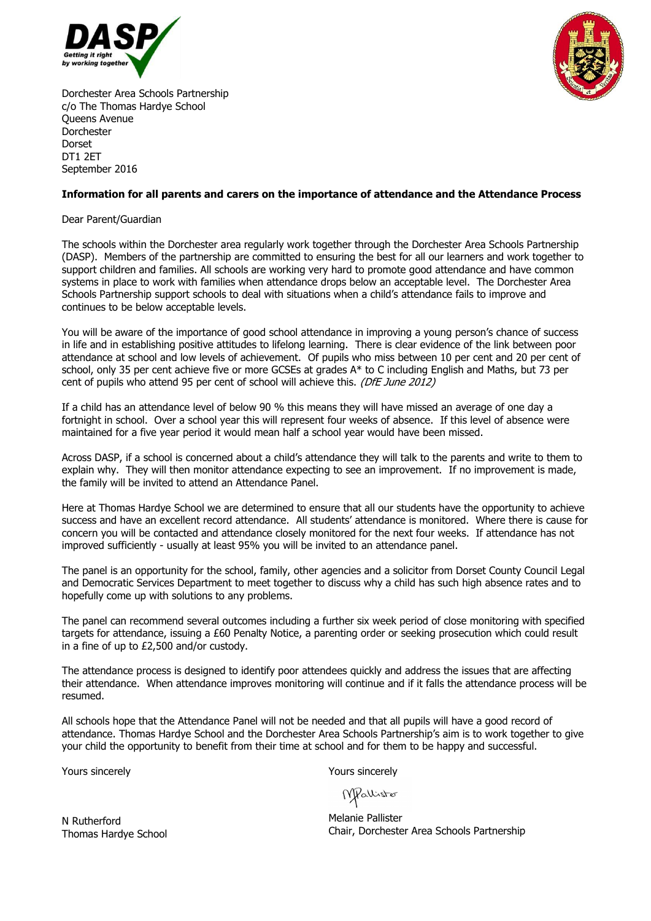Dorchester Area Schools Partnership
c/o The Thomas Hardye School
Queens Avenue
Dorchester
Dorset
DT1 2ET
September 2016

**Information for all parents and carers on the importance of attendance and the Attendance Process**

Dear Parent/Guardian

The schools within the Dorchester area regularly work together through the Dorchester Area Schools Partnership (DASP). Members of the partnership are committed to ensuring the best for all our learners and work together to support children and families. All schools are working very hard to promote good attendance and have common systems in place to work with families when attendance drops below an acceptable level. The Dorchester Area Schools Partnership support schools to deal with situations when a child's attendance fails to improve and continues to be below acceptable levels.

You will be aware of the importance of good school attendance in improving a young person's chance of success in life and in establishing positive attitudes to lifelong learning. There is clear evidence of the link between poor attendance at school and low levels of achievement. Of pupils who miss between 10 per cent and 20 per cent of school, only 35 per cent achieve five or more GCSEs at grades A* to C including English and Maths, but 73 per cent of pupils who attend 95 per cent of school will achieve this. *(DfE June 2012)*

If a child has an attendance level of below 90 % this means they will have missed an average of one day a fortnight in school. Over a school year this will represent four weeks of absence. If this level of absence were maintained for a five year period it would mean half a school year would have been missed.

Across DASP, if a school is concerned about a child's attendance they will talk to the parents and write to them to explain why. They will then monitor attendance expecting to see an improvement. If no improvement is made, the family will be invited to attend an Attendance Panel.

Here at Thomas Hardye School we are determined to ensure that all our students have the opportunity to achieve success and have an excellent record attendance. All students' attendance is monitored. Where there is cause for concern you will be contacted and attendance closely monitored for the next four weeks. If attendance has not improved sufficiently - usually at least 95% you will be invited to an attendance panel.

The panel is an opportunity for the school, family, other agencies and a solicitor from Dorset County Council Legal and Democratic Services Department to meet together to discuss why a child has such high absence rates and to hopefully come up with solutions to any problems.

The panel can recommend several outcomes including a further six week period of close monitoring with specified targets for attendance, issuing a £60 Penalty Notice, a parenting order or seeking prosecution which could result in a fine of up to £2,500 and/or custody.

The attendance process is designed to identify poor attendees quickly and address the issues that are affecting their attendance. When attendance improves monitoring will continue and if it falls the attendance process will be resumed.

All schools hope that the Attendance Panel will not be needed and that all pupils will have a good record of attendance. Thomas Hardye School and the Dorchester Area Schools Partnership's aim is to work together to give your child the opportunity to benefit from their time at school and for them to be happy and successful.

Yours sincerely

N Rutherford
Thomas Hardye School

Yours sincerely

Melanie Pallister
Chair, Dorchester Area Schools Partnership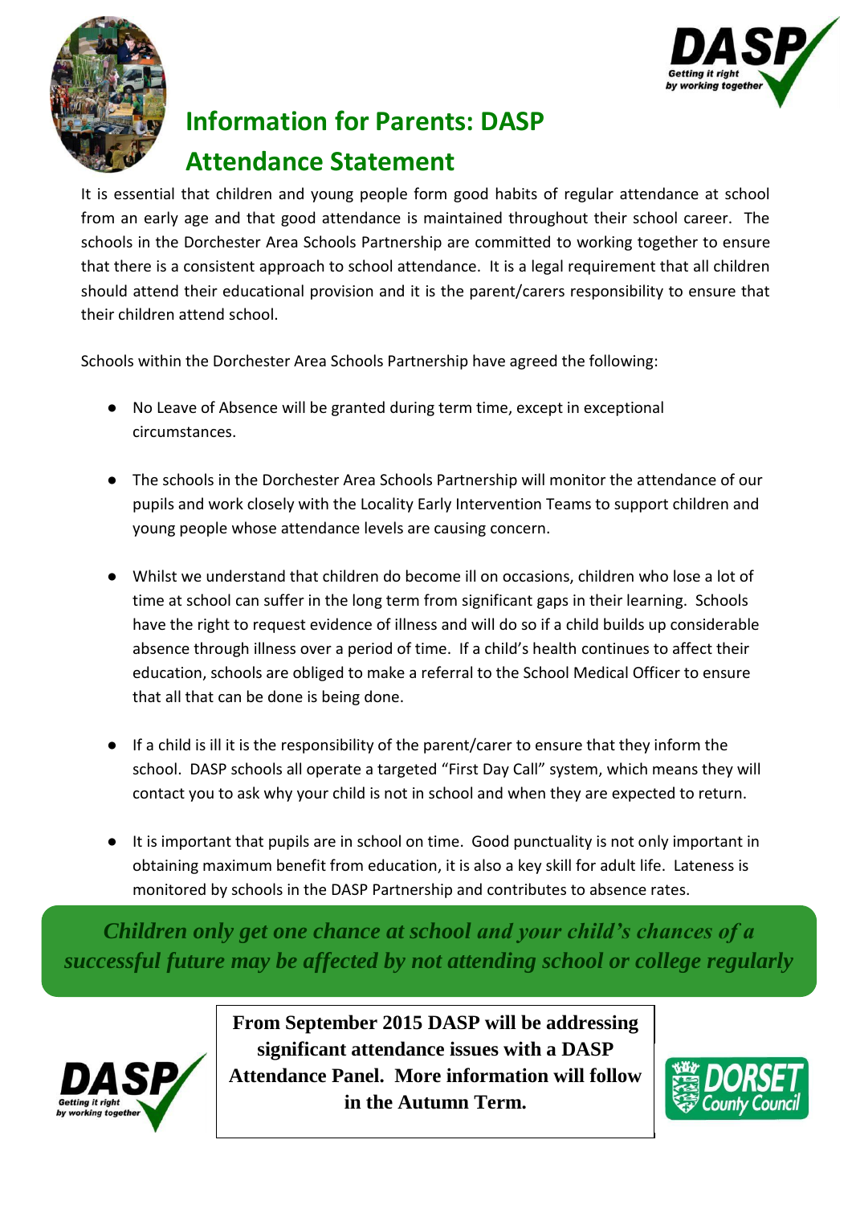# Information for Parents: DASP Attendance Statement

It is essential that children and young people form good habits of regular attendance at school from an early age and that good attendance is maintained throughout their school career. The schools in the Dorchester Area Schools Partnership are committed to working together to ensure that there is a consistent approach to school attendance. It is a legal requirement that all children should attend their educational provision and it is the parent/carers responsibility to ensure that their children attend school.

Schools within the Dorchester Area Schools Partnership have agreed the following:

- No Leave of Absence will be granted during term time, except in exceptional circumstances.
- The schools in the Dorchester Area Schools Partnership will monitor the attendance of our pupils and work closely with the Locality Early Intervention Teams to support children and young people whose attendance levels are causing concern.
- Whilst we understand that children do become ill on occasions, children who lose a lot of time at school can suffer in the long term from significant gaps in their learning. Schools have the right to request evidence of illness and will do so if a child builds up considerable absence through illness over a period of time. If a child's health continues to affect their education, schools are obliged to make a referral to the School Medical Officer to ensure that all that can be done is being done.
- If a child is ill it is the responsibility of the parent/carer to ensure that they inform the school. DASP schools all operate a targeted "First Day Call" system, which means they will contact you to ask why your child is not in school and when they are expected to return.
- It is important that pupils are in school on time. Good punctuality is not only important in obtaining maximum benefit from education, it is also a key skill for adult life. Lateness is monitored by schools in the DASP Partnership and contributes to absence rates.

*Children only get one chance at school and your child's chances of a successful future may be affected by not attending school or college regularly*

**From September 2015 DASP will be addressing significant attendance issues with a DASP Attendance Panel. More information will follow in the Autumn Term.**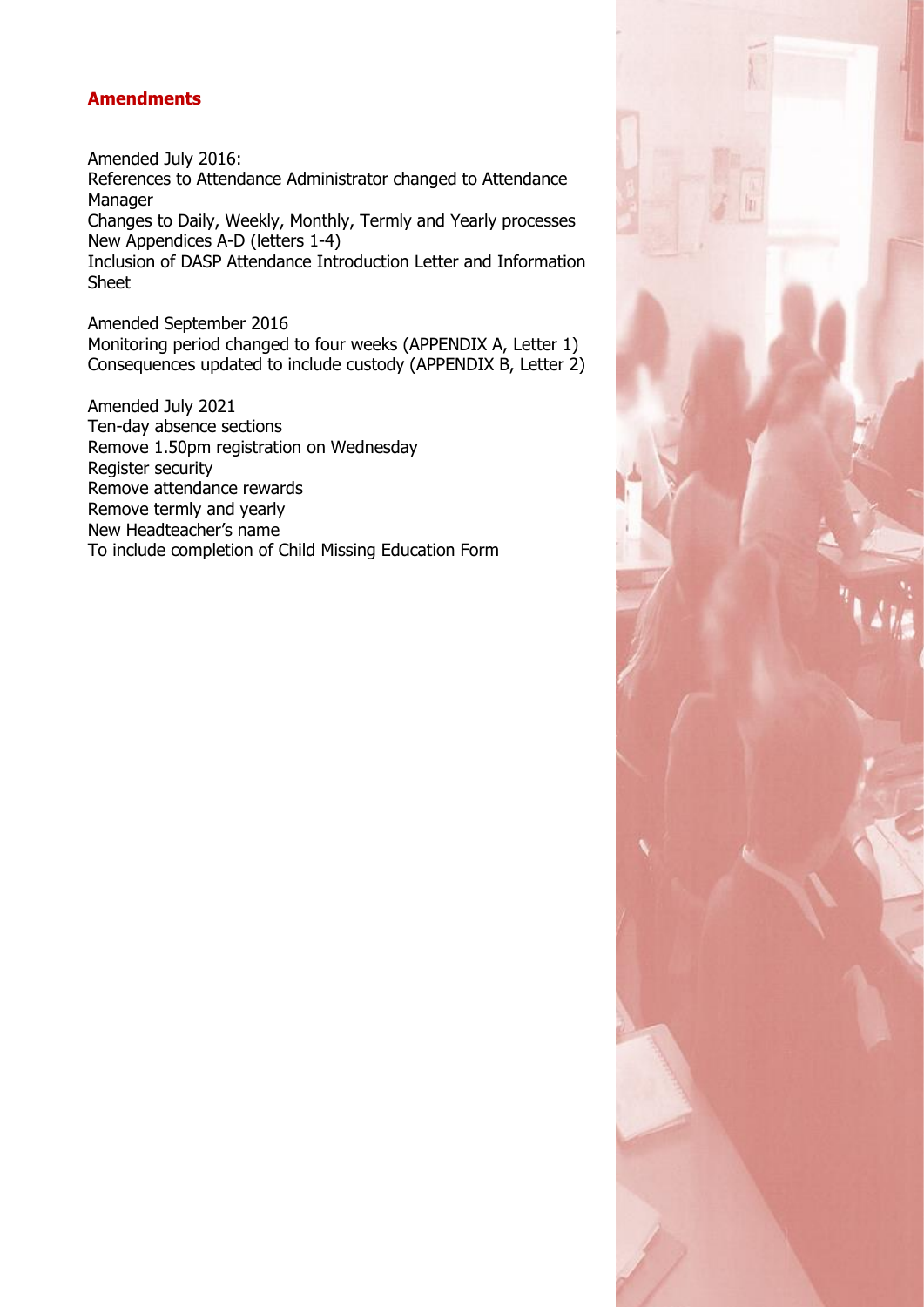## Amendments

Amended July 2016:
References to Attendance Administrator changed to Attendance Manager
Changes to Daily, Weekly, Monthly, Termly and Yearly processes
New Appendices A-D (letters 1-4)
Inclusion of DASP Attendance Introduction Letter and Information Sheet

Amended September 2016
Monitoring period changed to four weeks (APPENDIX A, Letter 1)
Consequences updated to include custody (APPENDIX B, Letter 2)

Amended July 2021
Ten-day absence sections
Remove 1.50pm registration on Wednesday
Register security
Remove attendance rewards
Remove termly and yearly
New Headteacher's name
To include completion of Child Missing Education Form